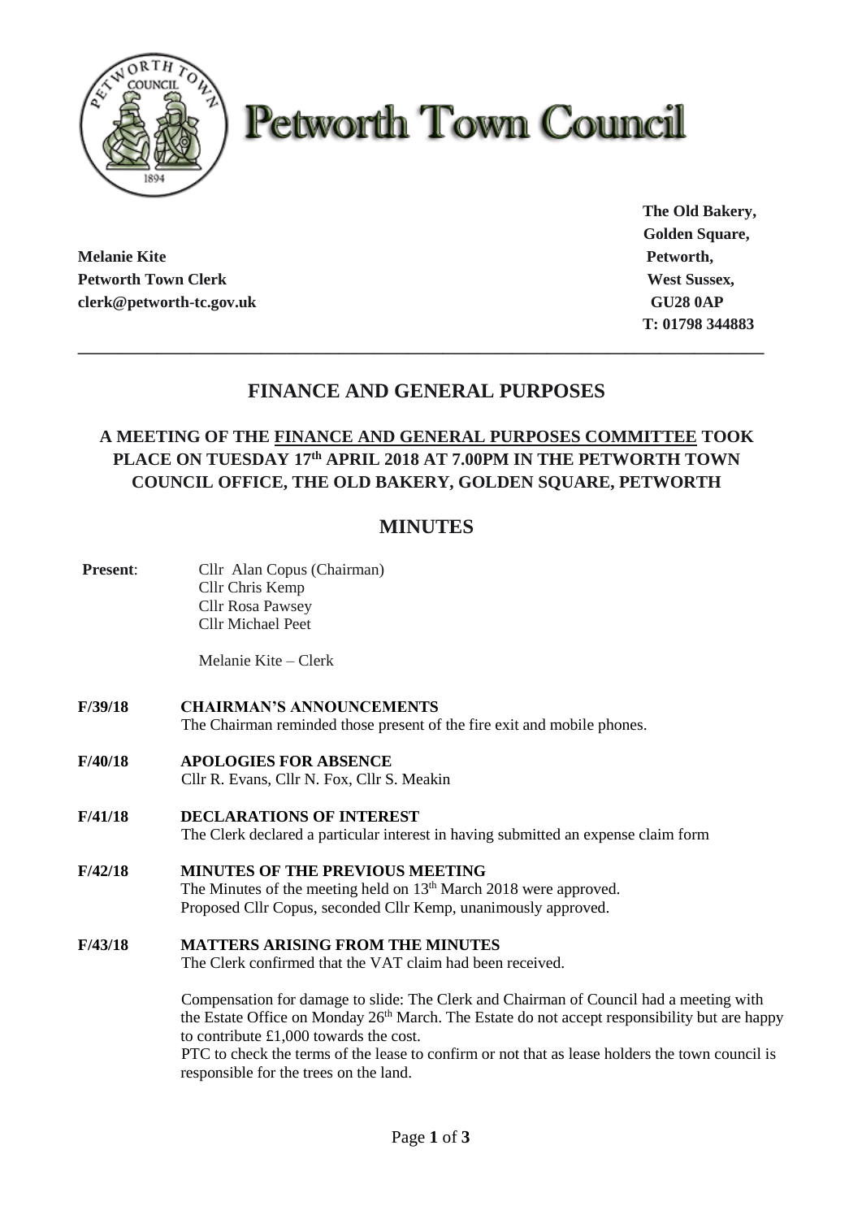# Petworth Town Council

**Melanie Kite**
**Petworth Town Clerk**
**clerk@petworth-tc.gov.uk**

**The Old Bakery,**
**Golden Square,**
**Petworth,**
**West Sussex,**
**GU28 0AP**
**T: 01798 344883**

---

## FINANCE AND GENERAL PURPOSES

### A MEETING OF THE FINANCE AND GENERAL PURPOSES COMMITTEE TOOK PLACE ON TUESDAY 17th APRIL 2018 AT 7.00PM IN THE PETWORTH TOWN COUNCIL OFFICE, THE OLD BAKERY, GOLDEN SQUARE, PETWORTH

## MINUTES

**Present**: Cllr Alan Copus (Chairman)
Cllr Chris Kemp
Cllr Rosa Pawsey
Cllr Michael Peet

Melanie Kite – Clerk

**F/39/18 CHAIRMAN'S ANNOUNCEMENTS**
The Chairman reminded those present of the fire exit and mobile phones.

**F/40/18 APOLOGIES FOR ABSENCE**
Cllr R. Evans, Cllr N. Fox, Cllr S. Meakin

**F/41/18 DECLARATIONS OF INTEREST**
The Clerk declared a particular interest in having submitted an expense claim form

**F/42/18 MINUTES OF THE PREVIOUS MEETING**
The Minutes of the meeting held on 13th March 2018 were approved.
Proposed Cllr Copus, seconded Cllr Kemp, unanimously approved.

**F/43/18 MATTERS ARISING FROM THE MINUTES**
The Clerk confirmed that the VAT claim had been received.

Compensation for damage to slide: The Clerk and Chairman of Council had a meeting with the Estate Office on Monday 26th March. The Estate do not accept responsibility but are happy to contribute £1,000 towards the cost.
PTC to check the terms of the lease to confirm or not that as lease holders the town council is responsible for the trees on the land.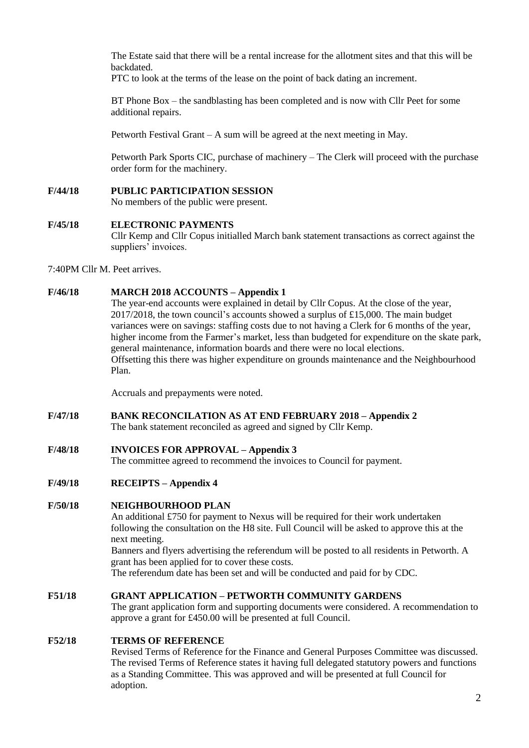The Estate said that there will be a rental increase for the allotment sites and that this will be backdated.
PTC to look at the terms of the lease on the point of back dating an increment.

BT Phone Box – the sandblasting has been completed and is now with Cllr Peet for some additional repairs.

Petworth Festival Grant – A sum will be agreed at the next meeting in May.

Petworth Park Sports CIC, purchase of machinery – The Clerk will proceed with the purchase order form for the machinery.

**F/44/18 PUBLIC PARTICIPATION SESSION**

No members of the public were present.

**F/45/18 ELECTRONIC PAYMENTS**

Cllr Kemp and Cllr Copus initialled March bank statement transactions as correct against the suppliers' invoices.

7:40PM Cllr M. Peet arrives.

**F/46/18 MARCH 2018 ACCOUNTS – Appendix 1**

The year-end accounts were explained in detail by Cllr Copus. At the close of the year, 2017/2018, the town council's accounts showed a surplus of £15,000. The main budget variances were on savings: staffing costs due to not having a Clerk for 6 months of the year, higher income from the Farmer's market, less than budgeted for expenditure on the skate park, general maintenance, information boards and there were no local elections.
Offsetting this there was higher expenditure on grounds maintenance and the Neighbourhood Plan.

Accruals and prepayments were noted.

**F/47/18 BANK RECONCILATION AS AT END FEBRUARY 2018 – Appendix 2**

The bank statement reconciled as agreed and signed by Cllr Kemp.

**F/48/18 INVOICES FOR APPROVAL – Appendix 3**

The committee agreed to recommend the invoices to Council for payment.

**F/49/18 RECEIPTS – Appendix 4**

**F/50/18 NEIGHBOURHOOD PLAN**

An additional £750 for payment to Nexus will be required for their work undertaken following the consultation on the H8 site. Full Council will be asked to approve this at the next meeting.
Banners and flyers advertising the referendum will be posted to all residents in Petworth. A grant has been applied for to cover these costs.
The referendum date has been set and will be conducted and paid for by CDC.

**F51/18 GRANT APPLICATION – PETWORTH COMMUNITY GARDENS**

The grant application form and supporting documents were considered. A recommendation to approve a grant for £450.00 will be presented at full Council.

**F52/18 TERMS OF REFERENCE**

Revised Terms of Reference for the Finance and General Purposes Committee was discussed. The revised Terms of Reference states it having full delegated statutory powers and functions as a Standing Committee. This was approved and will be presented at full Council for adoption.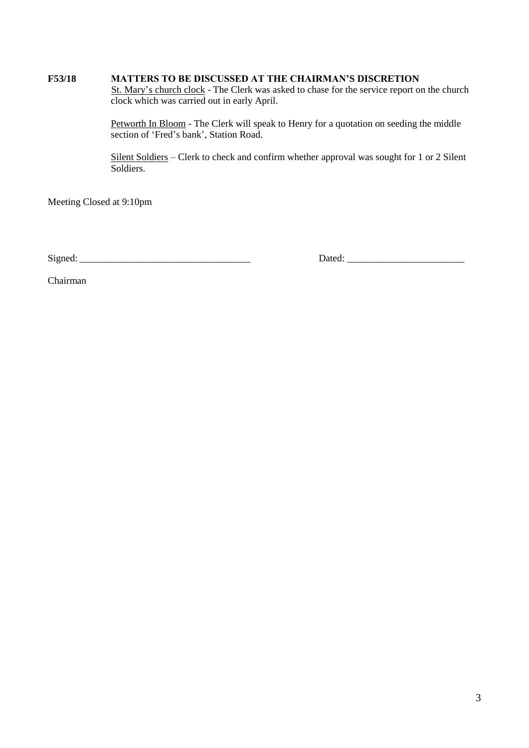**F53/18 MATTERS TO BE DISCUSSED AT THE CHAIRMAN'S DISCRETION**

St. Mary's church clock - The Clerk was asked to chase for the service report on the church clock which was carried out in early April.

Petworth In Bloom - The Clerk will speak to Henry for a quotation on seeding the middle section of 'Fred's bank', Station Road.

Silent Soldiers – Clerk to check and confirm whether approval was sought for 1 or 2 Silent Soldiers.

Meeting Closed at 9:10pm

Signed: ___________________________________ Dated: ________________________

Chairman